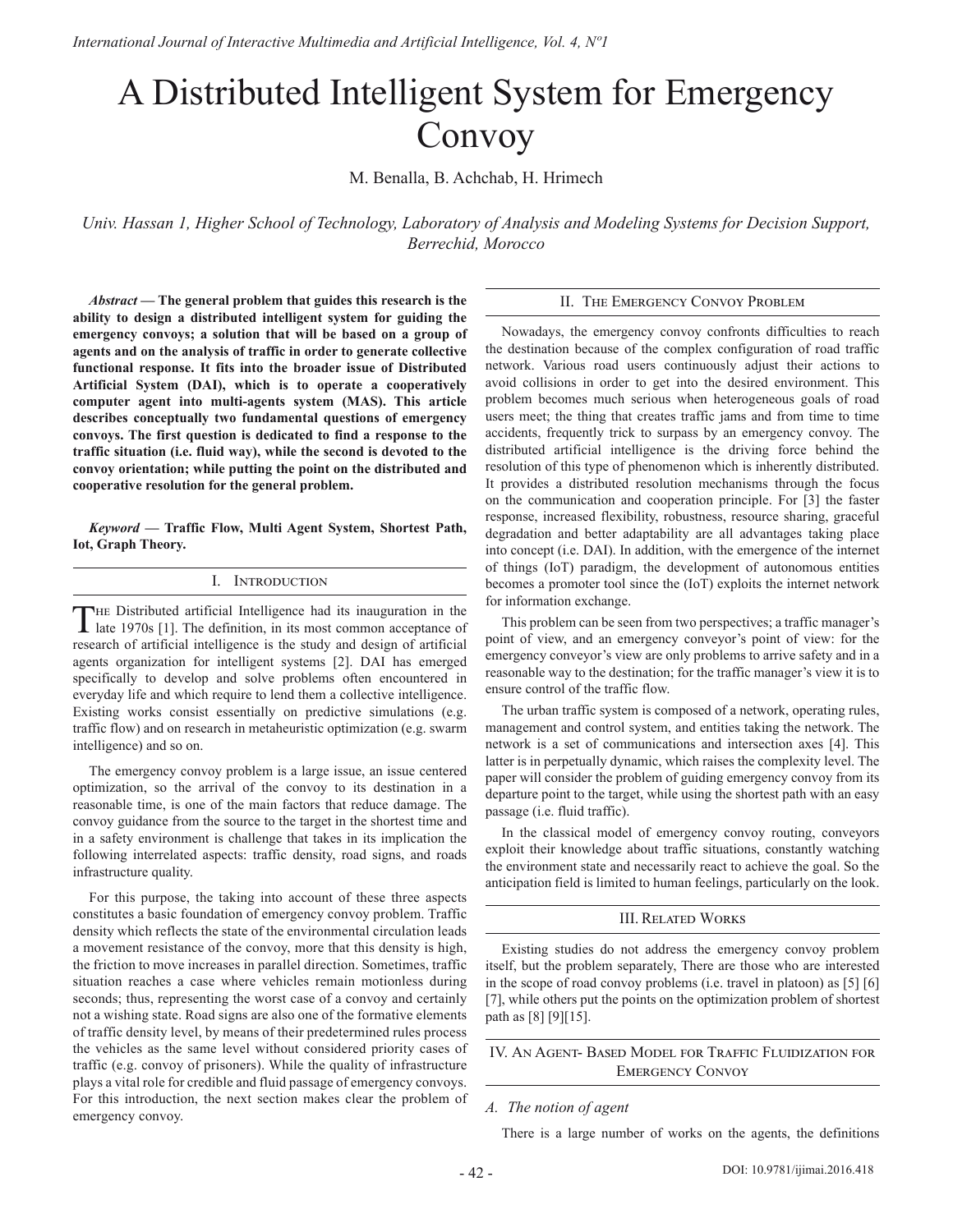// A Distributed Intelligent System for Emergency Convoy

M. Benalla, B. Achchab, H. Hrimech

*Univ. Hassan 1, Higher School of Technology, Laboratory of Analysis and Modeling Systems for Decision Support, Berrechid, Morocco*

***Abstract* — The general problem that guides this research is the ability to design a distributed intelligent system for guiding the emergency convoys; a solution that will be based on a group of agents and on the analysis of traffic in order to generate collective functional response. It fits into the broader issue of Distributed Artificial System (DAI), which is to operate a cooperatively computer agent into multi-agents system (MAS). This article describes conceptually two fundamental questions of emergency convoys. The first question is dedicated to find a response to the traffic situation (i.e. fluid way), while the second is devoted to the convoy orientation; while putting the point on the distributed and cooperative resolution for the general problem.**

***Keyword* — Traffic Flow, Multi Agent System, Shortest Path, Iot, Graph Theory.**

## I. Introduction

The Distributed artificial Intelligence had its inauguration in the late 1970s [1]. The definition, in its most common acceptance of research of artificial intelligence is the study and design of artificial agents organization for intelligent systems [2]. DAI has emerged specifically to develop and solve problems often encountered in everyday life and which require to lend them a collective intelligence. Existing works consist essentially on predictive simulations (e.g. traffic flow) and on research in metaheuristic optimization (e.g. swarm intelligence) and so on.

The emergency convoy problem is a large issue, an issue centered optimization, so the arrival of the convoy to its destination in a reasonable time, is one of the main factors that reduce damage. The convoy guidance from the source to the target in the shortest time and in a safety environment is challenge that takes in its implication the following interrelated aspects: traffic density, road signs, and roads infrastructure quality.

For this purpose, the taking into account of these three aspects constitutes a basic foundation of emergency convoy problem. Traffic density which reflects the state of the environmental circulation leads a movement resistance of the convoy, more that this density is high, the friction to move increases in parallel direction. Sometimes, traffic situation reaches a case where vehicles remain motionless during seconds; thus, representing the worst case of a convoy and certainly not a wishing state. Road signs are also one of the formative elements of traffic density level, by means of their predetermined rules process the vehicles as the same level without considered priority cases of traffic (e.g. convoy of prisoners). While the quality of infrastructure plays a vital role for credible and fluid passage of emergency convoys. For this introduction, the next section makes clear the problem of emergency convoy.

## II. The Emergency Convoy Problem

Nowadays, the emergency convoy confronts difficulties to reach the destination because of the complex configuration of road traffic network. Various road users continuously adjust their actions to avoid collisions in order to get into the desired environment. This problem becomes much serious when heterogeneous goals of road users meet; the thing that creates traffic jams and from time to time accidents, frequently trick to surpass by an emergency convoy. The distributed artificial intelligence is the driving force behind the resolution of this type of phenomenon which is inherently distributed. It provides a distributed resolution mechanisms through the focus on the communication and cooperation principle. For [3] the faster response, increased flexibility, robustness, resource sharing, graceful degradation and better adaptability are all advantages taking place into concept (i.e. DAI). In addition, with the emergence of the internet of things (IoT) paradigm, the development of autonomous entities becomes a promoter tool since the (IoT) exploits the internet network for information exchange.

This problem can be seen from two perspectives; a traffic manager's point of view, and an emergency conveyor's point of view: for the emergency conveyor's view are only problems to arrive safety and in a reasonable way to the destination; for the traffic manager's view it is to ensure control of the traffic flow.

The urban traffic system is composed of a network, operating rules, management and control system, and entities taking the network. The network is a set of communications and intersection axes [4]. This latter is in perpetually dynamic, which raises the complexity level. The paper will consider the problem of guiding emergency convoy from its departure point to the target, while using the shortest path with an easy passage (i.e. fluid traffic).

In the classical model of emergency convoy routing, conveyors exploit their knowledge about traffic situations, constantly watching the environment state and necessarily react to achieve the goal. So the anticipation field is limited to human feelings, particularly on the look.

## III. Related Works

Existing studies do not address the emergency convoy problem itself, but the problem separately, There are those who are interested in the scope of road convoy problems (i.e. travel in platoon) as [5] [6] [7], while others put the points on the optimization problem of shortest path as [8] [9][15].

## IV. An Agent- Based Model for Traffic Fluidization for Emergency Convoy

### *A. The notion of agent*

There is a large number of works on the agents, the definitions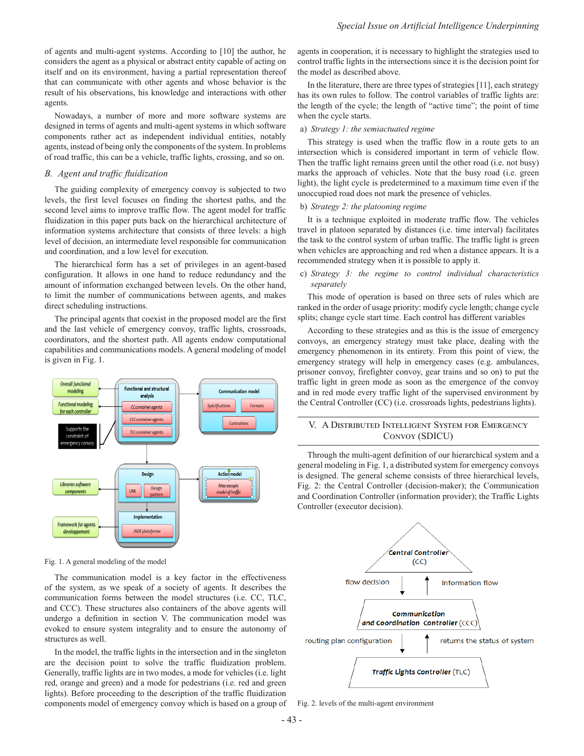of agents and multi-agent systems. According to [10] the author, he considers the agent as a physical or abstract entity capable of acting on itself and on its environment, having a partial representation thereof that can communicate with other agents and whose behavior is the result of his observations, his knowledge and interactions with other agents.

Nowadays, a number of more and more software systems are designed in terms of agents and multi-agent systems in which software components rather act as independent individual entities, notably agents, instead of being only the components of the system. In problems of road traffic, this can be a vehicle, traffic lights, crossing, and so on.

### B. Agent and traffic fluidization

The guiding complexity of emergency convoy is subjected to two levels, the first level focuses on finding the shortest paths, and the second level aims to improve traffic flow. The agent model for traffic fluidization in this paper puts back on the hierarchical architecture of information systems architecture that consists of three levels: a high level of decision, an intermediate level responsible for communication and coordination, and a low level for execution.

The hierarchical form has a set of privileges in an agent-based configuration. It allows in one hand to reduce redundancy and the amount of information exchanged between levels. On the other hand, to limit the number of communications between agents, and makes direct scheduling instructions.

The principal agents that coexist in the proposed model are the first and the last vehicle of emergency convoy, traffic lights, crossroads, coordinators, and the shortest path. All agents endow computational capabilities and communications models. A general modeling of model is given in Fig. 1.

Fig. 1. A general modeling of the model

The communication model is a key factor in the effectiveness of the system, as we speak of a society of agents. It describes the communication forms between the model structures (i.e. CC, TLC, and CCC). These structures also containers of the above agents will undergo a definition in section V. The communication model was evoked to ensure system integrality and to ensure the autonomy of structures as well.

In the model, the traffic lights in the intersection and in the singleton are the decision point to solve the traffic fluidization problem. Generally, traffic lights are in two modes, a mode for vehicles (i.e. light red, orange and green) and a mode for pedestrians (i.e. red and green lights). Before proceeding to the description of the traffic fluidization components model of emergency convoy which is based on a group of agents in cooperation, it is necessary to highlight the strategies used to control traffic lights in the intersections since it is the decision point for the model as described above.

In the literature, there are three types of strategies [11], each strategy has its own rules to follow. The control variables of traffic lights are: the length of the cycle; the length of “active time”; the point of time when the cycle starts.

a) *Strategy 1: the semiactuated regime*

This strategy is used when the traffic flow in a route gets to an intersection which is considered important in term of vehicle flow. Then the traffic light remains green until the other road (i.e. not busy) marks the approach of vehicles. Note that the busy road (i.e. green light), the light cycle is predetermined to a maximum time even if the unoccupied road does not mark the presence of vehicles.

b) *Strategy 2: the platooning regime*

It is a technique exploited in moderate traffic flow. The vehicles travel in platoon separated by distances (i.e. time interval) facilitates the task to the control system of urban traffic. The traffic light is green when vehicles are approaching and red when a distance appears. It is a recommended strategy when it is possible to apply it.

c) *Strategy 3: the regime to control individual characteristics separately*

This mode of operation is based on three sets of rules which are ranked in the order of usage priority: modify cycle length; change cycle splits; change cycle start time. Each control has different variables

According to these strategies and as this is the issue of emergency convoys, an emergency strategy must take place, dealing with the emergency phenomenon in its entirety. From this point of view, the emergency strategy will help in emergency cases (e.g. ambulances, prisoner convoy, firefighter convoy, gear trains and so on) to put the traffic light in green mode as soon as the emergence of the convoy and in red mode every traffic light of the supervised environment by the Central Controller (CC) (i.e. crossroads lights, pedestrians lights).

## V. A Distributed Intelligent System for Emergency Convoy (SDICU)

Through the multi-agent definition of our hierarchical system and a general modeling in Fig. 1, a distributed system for emergency convoys is designed. The general scheme consists of three hierarchical levels, Fig. 2: the Central Controller (decision-maker); the Communication and Coordination Controller (information provider); the Traffic Lights Controller (executor decision).

Fig. 2. levels of the multi-agent environment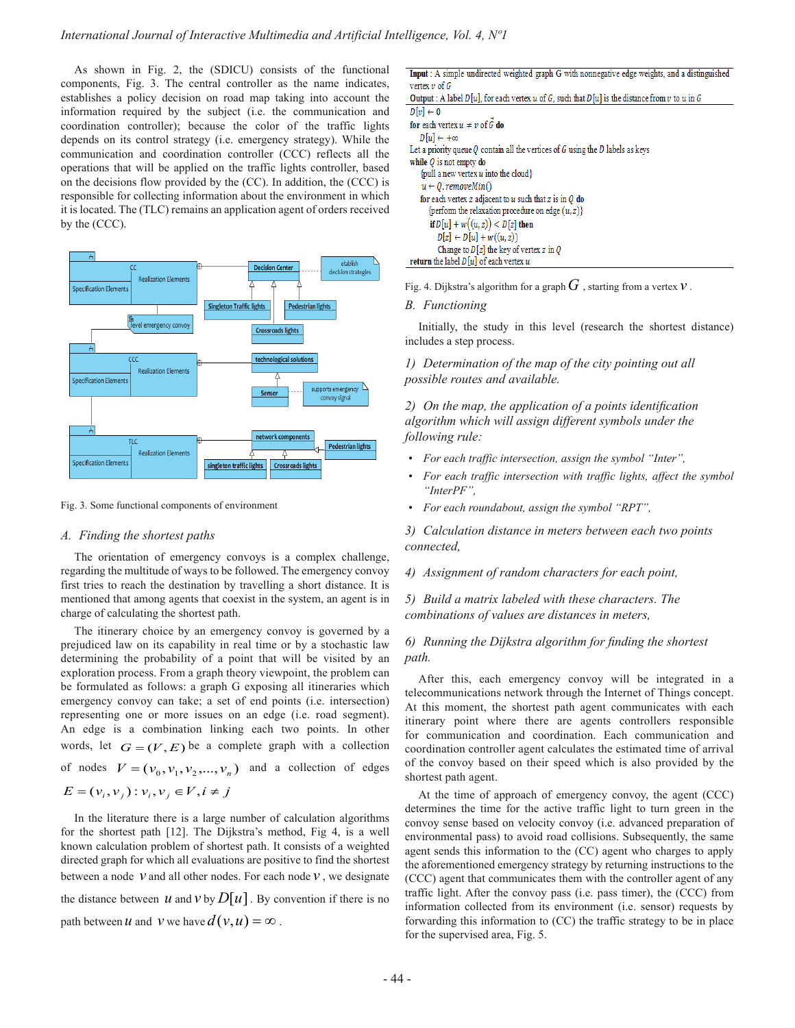As shown in Fig. 2, the (SDICU) consists of the functional components, Fig. 3. The central controller as the name indicates, establishes a policy decision on road map taking into account the information required by the subject (i.e. the communication and coordination controller); because the color of the traffic lights depends on its control strategy (i.e. emergency strategy). While the communication and coordination controller (CCC) reflects all the operations that will be applied on the traffic lights controller, based on the decisions flow provided by the (CC). In addition, the (CCC) is responsible for collecting information about the environment in which it is located. The (TLC) remains an application agent of orders received by the (CCC).

Fig. 3. Some functional components of environment

### A. Finding the shortest paths

The orientation of emergency convoys is a complex challenge, regarding the multitude of ways to be followed. The emergency convoy first tries to reach the destination by travelling a short distance. It is mentioned that among agents that coexist in the system, an agent is in charge of calculating the shortest path.

The itinerary choice by an emergency convoy is governed by a prejudiced law on its capability in real time or by a stochastic law determining the probability of a point that will be visited by an exploration process. From a graph theory viewpoint, the problem can be formulated as follows: a graph G exposing all itineraries which emergency convoy can take; a set of end points (i.e. intersection) representing one or more issues on an edge (i.e. road segment). An edge is a combination linking each two points. In other words, let $G=(V,E)$ be a complete graph with a collection of nodes $V=(v_0,v_1,v_2,\ldots,v_n)$ and a collection of edges $E=(v_i,v_j):v_i,v_j\in V, i\neq j$

In the literature there is a large number of calculation algorithms for the shortest path [12]. The Dijkstra's method, Fig 4, is a well known calculation problem of shortest path. It consists of a weighted directed graph for which all evaluations are positive to find the shortest between a node $v$ and all other nodes. For each node $v$, we designate the distance between $u$ and $v$ by $D[u]$. By convention if there is no path between $u$ and $v$ we have $d(v,u)=\infty$.

**Input** : A simple undirected weighted graph G with nonnegative edge weights, and a distinguished vertex $v$ of $G$

**Output** : A label $D[u]$, for each vertex $u$ of $G$, such that $D[u]$ is the distance from $v$ to $u$ in $G$

```
D[v] ← 0
for each vertex u ≠ v of G do
    D[u] ← +∞
Let a priority queue Q contain all the vertices of G using the D labels as keys
while Q is not empty do
    {pull a new vertex u into the cloud}
    u ← Q.removeMin()
    for each vertex z adjacent to u such that z is in Q do
        {perform the relaxation procedure on edge (u,z)}
        if D[u] + w((u,z)) < D[z] then
            D[z] ← D[u] + w((u,z))
            Change to D[z] the key of vertex z in Q
return the label D[u] of each vertex u
```

Fig. 4. Dijkstra's algorithm for a graph $G$, starting from a vertex $v$.

### B. Functioning

Initially, the study in this level (research the shortest distance) includes a step process.

*1) Determination of the map of the city pointing out all possible routes and available.*

*2) On the map, the application of a points identification algorithm which will assign different symbols under the following rule:*

- *For each traffic intersection, assign the symbol "Inter",*
- *For each traffic intersection with traffic lights, affect the symbol "InterPF",*
- *For each roundabout, assign the symbol "RPT",*

*3) Calculation distance in meters between each two points connected,*

*4) Assignment of random characters for each point,*

*5) Build a matrix labeled with these characters. The combinations of values are distances in meters,*

*6) Running the Dijkstra algorithm for finding the shortest path.*

After this, each emergency convoy will be integrated in a telecommunications network through the Internet of Things concept. At this moment, the shortest path agent communicates with each itinerary point where there are agents controllers responsible for communication and coordination. Each communication and coordination controller agent calculates the estimated time of arrival of the convoy based on their speed which is also provided by the shortest path agent.

At the time of approach of emergency convoy, the agent (CCC) determines the time for the active traffic light to turn green in the convoy sense based on velocity convoy (i.e. advanced preparation of environmental pass) to avoid road collisions. Subsequently, the same agent sends this information to the (CC) agent who charges to apply the aforementioned emergency strategy by returning instructions to the (CCC) agent that communicates them with the controller agent of any traffic light. After the convoy pass (i.e. pass timer), the (CCC) from information collected from its environment (i.e. sensor) requests by forwarding this information to (CC) the traffic strategy to be in place for the supervised area, Fig. 5.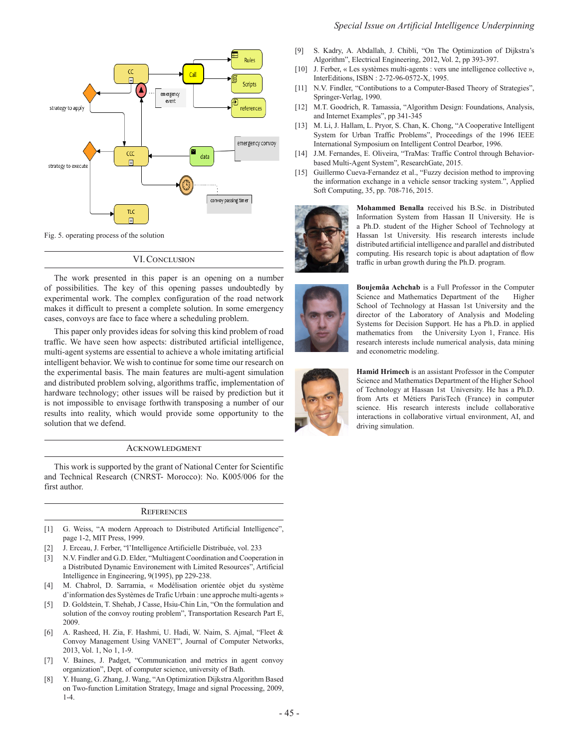CC

Call

Rules

Scripts

references

emergency event

strategy to apply

CCC

data

emergency convoy

strategy to execute

convoy passing timer

TLC

Fig. 5. operating process of the solution

## VI. Conclusion

The work presented in this paper is an opening on a number of possibilities. The key of this opening passes undoubtedly by experimental work. The complex configuration of the road network makes it difficult to present a complete solution. In some emergency cases, convoys are face to face where a scheduling problem.

This paper only provides ideas for solving this kind problem of road traffic. We have seen how aspects: distributed artificial intelligence, multi-agent systems are essential to achieve a whole imitating artificial intelligent behavior. We wish to continue for some time our research on the experimental basis. The main features are multi-agent simulation and distributed problem solving, algorithms traffic, implementation of hardware technology; other issues will be raised by prediction but it is not impossible to envisage forthwith transposing a number of our results into reality, which would provide some opportunity to the solution that we defend.

## Acknowledgment

This work is supported by the grant of National Center for Scientific and Technical Research (CNRST- Morocco): No. K005/006 for the first author.

## References

[1] G. Weiss, "A modern Approach to Distributed Artificial Intelligence", page 1-2, MIT Press, 1999.

[2] J. Erceau, J. Ferber, "l'Intelligence Artificielle Distribuée, vol. 233

[3] N.V. Findler and G.D. Elder, "Multiagent Coordination and Cooperation in a Distributed Dynamic Environement with Limited Resources", Artificial Intelligence in Engineering, 9(1995), pp 229-238.

[4] M. Chabrol, D. Sarramia, « Modélisation orientée objet du système d'information des Systèmes de Trafic Urbain : une approche multi-agents »

[5] D. Goldstein, T. Shehab, J Casse, Hsiu-Chin Lin, "On the formulation and solution of the convoy routing problem", Transportation Research Part E, 2009.

[6] A. Rasheed, H. Zia, F. Hashmi, U. Hadi, W. Naim, S. Ajmal, "Fleet & Convoy Management Using VANET", Journal of Computer Networks, 2013, Vol. 1, No 1, 1-9.

[7] V. Baines, J. Padget, "Communication and metrics in agent convoy organization", Dept. of computer science, university of Bath.

[8] Y. Huang, G. Zhang, J. Wang, "An Optimization Dijkstra Algorithm Based on Two-function Limitation Strategy, Image and signal Processing, 2009, 1-4.

[9] S. Kadry, A. Abdallah, J. Chibli, "On The Optimization of Dijkstra's Algorithm", Electrical Engineering, 2012, Vol. 2, pp 393-397.

[10] J. Ferber, « Les systèmes multi-agents : vers une intelligence collective », InterEditions, ISBN : 2-72-96-0572-X, 1995.

[11] N.V. Findler, "Contibutions to a Computer-Based Theory of Strategies", Springer-Verlag, 1990.

[12] M.T. Goodrich, R. Tamassia, "Algorithm Design: Foundations, Analysis, and Internet Examples", pp 341-345

[13] M. Li, J. Hallam, L. Pryor, S. Chan, K. Chong, "A Cooperative Intelligent System for Urban Traffic Problems", Proceedings of the 1996 IEEE International Symposium on Intelligent Control Dearbor, 1996.

[14] J.M. Fernandes, E. Oliveira, "TraMas: Traffic Control through Behavior-based Multi-Agent System", ResearchGate, 2015.

[15] Guillermo Cueva-Fernandez et al., "Fuzzy decision method to improving the information exchange in a vehicle sensor tracking system.", Applied Soft Computing, 35, pp. 708-716, 2015.

**Mohammed Benalla** received his B.Sc. in Distributed Information System from Hassan II University. He is a Ph.D. student of the Higher School of Technology at Hassan 1st University. His research interests include distributed artificial intelligence and parallel and distributed computing. His research topic is about adaptation of flow traffic in urban growth during the Ph.D. program.

**Boujemâa Achchab** is a Full Professor in the Computer Science and Mathematics Department of the Higher School of Technology at Hassan 1st University and the director of the Laboratory of Analysis and Modeling Systems for Decision Support. He has a Ph.D. in applied mathematics from the University Lyon 1, France. His research interests include numerical analysis, data mining and econometric modeling.

**Hamid Hrimech** is an assistant Professor in the Computer Science and Mathematics Department of the Higher School of Technology at Hassan 1st University. He has a Ph.D. from Arts et Métiers ParisTech (France) in computer science. His research interests include collaborative interactions in collaborative virtual environment, AI, and driving simulation.